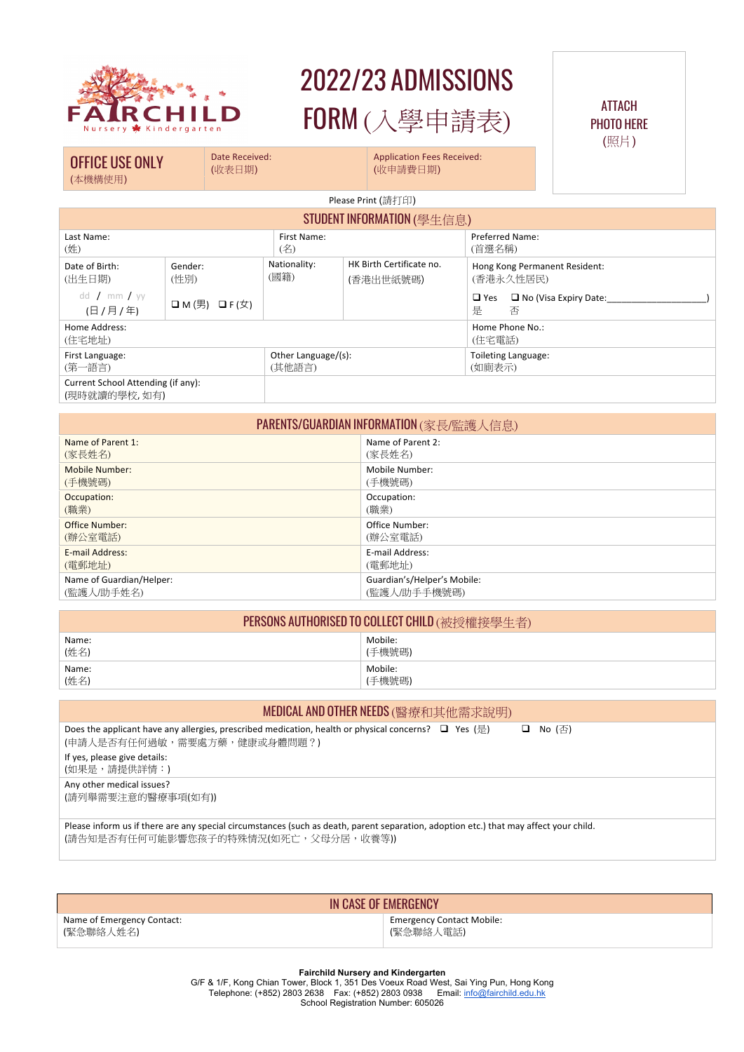FAIRCHILD
Nursery Kindergarten

# 2022/23 ADMISSIONS FORM (入學申請表)

ATTACH PHOTO HERE
(照片)

| OFFICE USE ONLY (本機構使用) | Date Received: (收表日期) | Application Fees Received: (收申請費日期) |
|---|---|---|

Please Print (請打印)

## STUDENT INFORMATION (學生信息)

| Last Name: (姓) | | First Name: (名) | | Preferred Name: (首選名稱) |
|---|---|---|---|---|
| Date of Birth: (出生日期) dd / mm / yy (日 / 月 / 年) | Gender: (性別) ❑ M (男) ❑ F (女) | Nationality: (國籍) | HK Birth Certificate no. (香港出世紙號碼) | Hong Kong Permanent Resident: (香港永久性居民) ❑ Yes 是 ❑ No (Visa Expiry Date:____________________) 否 |
| Home Address: (住宅地址) | | | | Home Phone No.: (住宅電話) |
| First Language: (第一語言) | | Other Language/(s): (其他語言) | | Toileting Language: (如廁表示) |
| Current School Attending (if any): (現時就讀的學校, 如有) | | | | |

## PARENTS/GUARDIAN INFORMATION (家長/監護人信息)

| Name of Parent 1: (家長姓名) | Name of Parent 2: (家長姓名) |
|---|---|
| Mobile Number: (手機號碼) | Mobile Number: (手機號碼) |
| Occupation: (職業) | Occupation: (職業) |
| Office Number: (辦公室電話) | Office Number: (辦公室電話) |
| E-mail Address: (電郵地址) | E-mail Address: (電郵地址) |
| Name of Guardian/Helper: (監護人/助手姓名) | Guardian's/Helper's Mobile: (監護人/助手手機號碼) |

## PERSONS AUTHORISED TO COLLECT CHILD (被授權接學生者)

| Name: (姓名) | Mobile: (手機號碼) |
|---|---|
| Name: (姓名) | Mobile: (手機號碼) |

## MEDICAL AND OTHER NEEDS (醫療和其他需求說明)

Does the applicant have any allergies, prescribed medication, health or physical concerns? ❑ Yes (是) ❑ No (否)
(申請人是否有任何過敏，需要處方藥，健康或身體問題？)

If yes, please give details:
(如果是，請提供詳情：)

Any other medical issues?
(請列舉需要注意的醫療事項(如有))

Please inform us if there are any special circumstances (such as death, parent separation, adoption etc.) that may affect your child.
(請告知是否有任何可能影響您孩子的特殊情況(如死亡，父母分居，收養等))

## IN CASE OF EMERGENCY

| Name of Emergency Contact: (緊急聯絡人姓名) | Emergency Contact Mobile: (緊急聯絡人電話) |
|---|---|

**Fairchild Nursery and Kindergarten**
G/F & 1/F, Kong Chian Tower, Block 1, 351 Des Voeux Road West, Sai Ying Pun, Hong Kong
Telephone: (+852) 2803 2638 Fax: (+852) 2803 0938 Email: info@fairchild.edu.hk
School Registration Number: 605026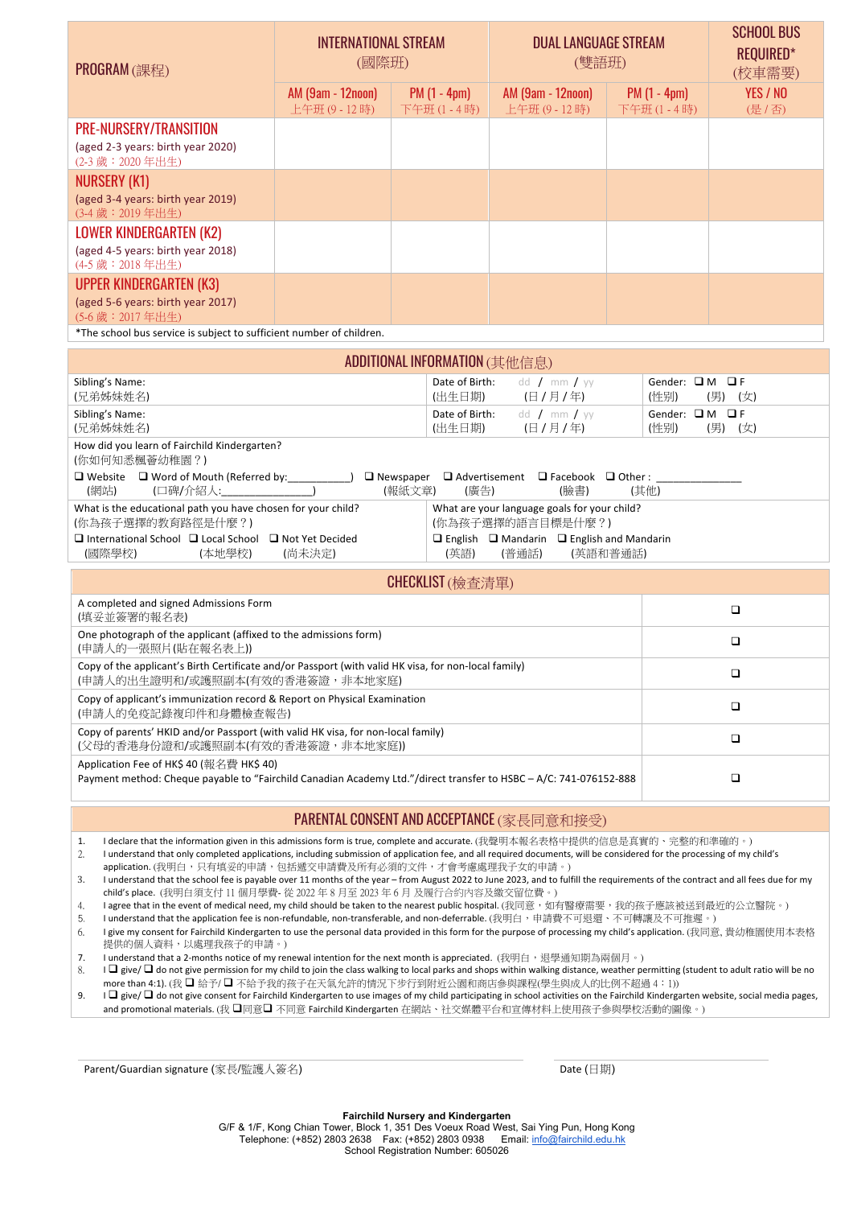| PROGRAM (課程) | INTERNATIONAL STREAM (國際班) | | DUAL LANGUAGE STREAM (雙語班) | | SCHOOL BUS REQUIRED* (校車需要) |
|---|---|---|---|---|---|
| | AM (9am - 12noon) 上午班 (9 - 12 時) | PM (1 - 4pm) 下午班 (1 - 4 時) | AM (9am - 12noon) 上午班 (9 - 12 時) | PM (1 - 4pm) 下午班 (1 - 4 時) | YES / NO (是 / 否) |
| PRE-NURSERY/TRANSITION (aged 2-3 years: birth year 2020) (2-3 歲：2020 年出生) | | | | | |
| NURSERY (K1) (aged 3-4 years: birth year 2019) (3-4 歲：2019 年出生) | | | | | |
| LOWER KINDERGARTEN (K2) (aged 4-5 years: birth year 2018) (4-5 歲：2018 年出生) | | | | | |
| UPPER KINDERGARTEN (K3) (aged 5-6 years: birth year 2017) (5-6 歲：2017 年出生) | | | | | |

*The school bus service is subject to sufficient number of children.

## ADDITIONAL INFORMATION (其他信息)

| | | |
|---|---|---|
| Sibling's Name: (兄弟姊妹姓名) | Date of Birth: dd / mm / yy (出生日期) (日 / 月 / 年) | Gender: ❑ M ❑ F (性別) (男) (女) |
| Sibling's Name: (兄弟姊妹姓名) | Date of Birth: dd / mm / yy (出生日期) (日 / 月 / 年) | Gender: ❑ M ❑ F (性別) (男) (女) |

How did you learn of Fairchild Kindergarten?
(你如何知悉楓薈幼稚園？)

❑ Website (網站) ❑ Word of Mouth (Referred by:___________) (口碑/介紹人:________________) ❑ Newspaper (報紙文章) ❑ Advertisement (廣告) ❑ Facebook (臉書) ❑ Other : _______________ (其他)

What is the educational path you have chosen for your child?
(你為孩子選擇的教育路徑是什麼？)

❑ International School (國際學校) ❑ Local School (本地學校) ❑ Not Yet Decided (尚未決定)

What are your language goals for your child?
(你為孩子選擇的語言目標是什麼？)

❑ English (英語) ❑ Mandarin (普通話) ❑ English and Mandarin (英語和普通話)

## CHECKLIST (檢查清單)

| | |
|---|---|
| A completed and signed Admissions Form (填妥並簽署的報名表) | ❑ |
| One photograph of the applicant (affixed to the admissions form) (申請人的一張照片(貼在報名表上)) | ❑ |
| Copy of the applicant's Birth Certificate and/or Passport (with valid HK visa, for non-local family) (申請人的出生證明和/或護照副本(有效的香港簽證，非本地家庭) | ❑ |
| Copy of applicant's immunization record & Report on Physical Examination (申請人的免疫記錄複印件和身體檢查報告) | ❑ |
| Copy of parents' HKID and/or Passport (with valid HK visa, for non-local family) (父母的香港身份證和/或護照副本(有效的香港簽證，非本地家庭)) | ❑ |
| Application Fee of HK$ 40 (報名費 HK$ 40) Payment method: Cheque payable to "Fairchild Canadian Academy Ltd."/direct transfer to HSBC – A/C: 741-076152-888 | ❑ |

## PARENTAL CONSENT AND ACCEPTANCE (家長同意和接受)

1. I declare that the information given in this admissions form is true, complete and accurate. (我聲明本報名表格中提供的信息是真實的、完整的和準確的。)
2. I understand that only completed applications, including submission of application fee, and all required documents, will be considered for the processing of my child's application. (我明白，只有填妥的申請，包括遞交申請費及所有必須的文件，才會考慮處理我子女的申請。)
3. I understand that the school fee is payable over 11 months of the year – from August 2022 to June 2023, and to fulfill the requirements of the contract and all fees due for my child's place. (我明白須支付 11 個月學費- 從 2022 年 8 月至 2023 年 6 月 及履行合約內容及繳交留位費。)
4. I agree that in the event of medical need, my child should be taken to the nearest public hospital. (我同意，如有醫療需要，我的孩子應該被送到最近的公立醫院。)
5. I understand that the application fee is non-refundable, non-transferable, and non-deferrable. (我明白，申請費不可退還、不可轉讓及不可推遲。)
6. I give my consent for Fairchild Kindergarten to use the personal data provided in this form for the purpose of processing my child's application. (我同意, 貴幼稚園使用本表格提供的個人資料，以處理我孩子的申請。)
7. I understand that a 2-months notice of my renewal intention for the next month is appreciated. (我明白，退學通知期為兩個月。)
8. I ❑ give/ ❑ do not give permission for my child to join the class walking to local parks and shops within walking distance, weather permitting (student to adult ratio will be no more than 4:1). (我 ❑ 給予/ ❑ 不給予我的孩子在天氣允許的情況下步行到附近公園和商店參與課程(學生與成人的比例不超過 4：1))
9. I ❑ give/ ❑ do not give consent for Fairchild Kindergarten to use images of my child participating in school activities on the Fairchild Kindergarten website, social media pages, and promotional materials. (我 ❑同意❑ 不同意 Fairchild Kindergarten 在網站、社交媒體平台和宣傳材料上使用孩子參與學校活動的圖像。)

Parent/Guardian signature (家長/監護人簽名) ______________________

Date (日期) ______________________

**Fairchild Nursery and Kindergarten**
G/F & 1/F, Kong Chian Tower, Block 1, 351 Des Voeux Road West, Sai Ying Pun, Hong Kong
Telephone: (+852) 2803 2638 Fax: (+852) 2803 0938 Email: info@fairchild.edu.hk
School Registration Number: 605026